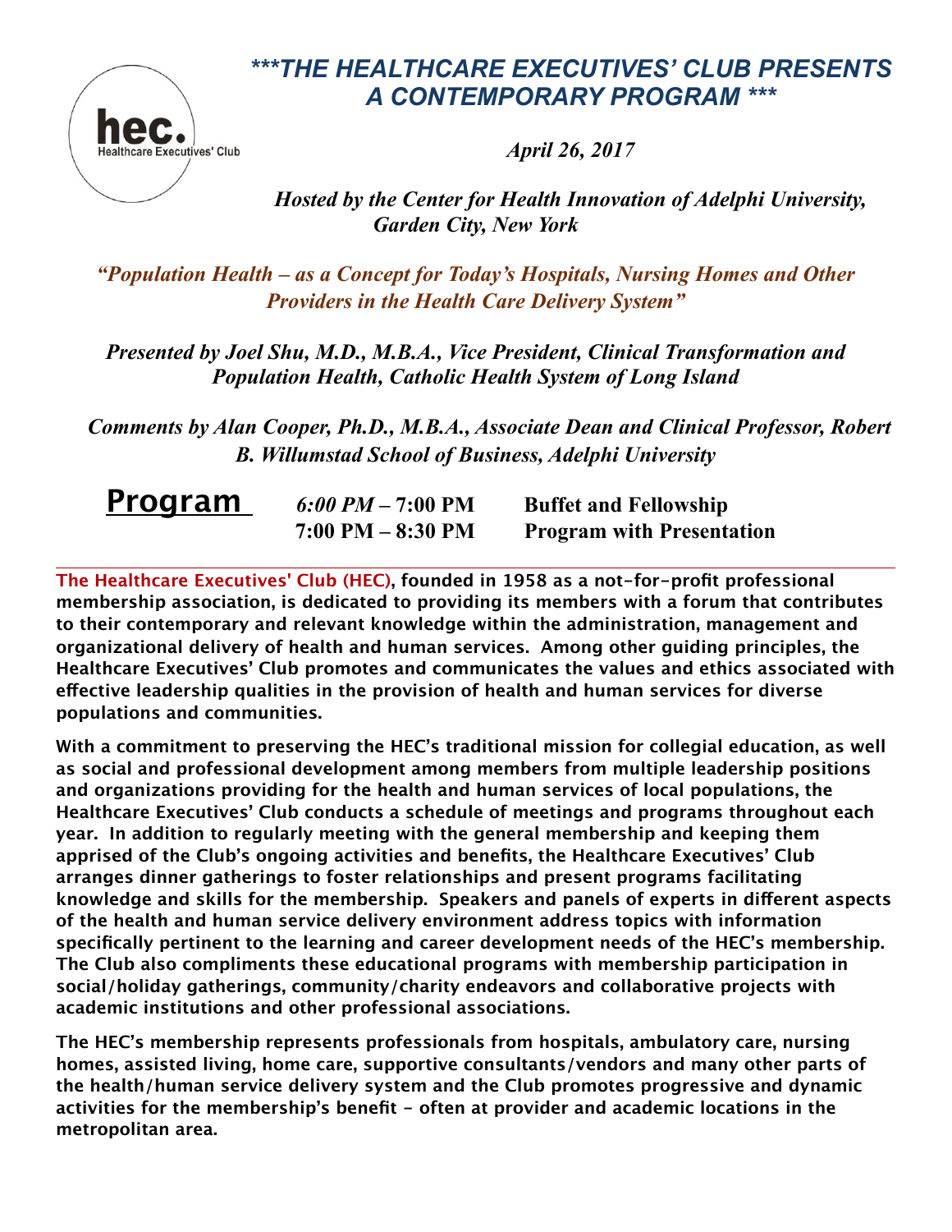hec. Healthcare Executives' Club

# ***THE HEALTHCARE EXECUTIVES' CLUB PRESENTS A CONTEMPORARY PROGRAM ***

*April 26, 2017*

*Hosted by the Center for Health Innovation of Adelphi University, Garden City, New York*

## *"Population Health – as a Concept for Today's Hospitals, Nursing Homes and Other Providers in the Health Care Delivery System"*

*Presented by Joel Shu, M.D., M.B.A., Vice President, Clinical Transformation and Population Health, Catholic Health System of Long Island*

*Comments by Alan Cooper, Ph.D., M.B.A., Associate Dean and Clinical Professor, Robert B. Willumstad School of Business, Adelphi University*

## Program

| | |
|---|---|
| *6:00 PM* – **7:00 PM** | **Buffet and Fellowship** |
| **7:00 PM – 8:30 PM** | **Program with Presentation** |

---

**The Healthcare Executives' Club (HEC), founded in 1958 as a not-for-profit professional membership association, is dedicated to providing its members with a forum that contributes to their contemporary and relevant knowledge within the administration, management and organizational delivery of health and human services. Among other guiding principles, the Healthcare Executives' Club promotes and communicates the values and ethics associated with effective leadership qualities in the provision of health and human services for diverse populations and communities.**

**With a commitment to preserving the HEC's traditional mission for collegial education, as well as social and professional development among members from multiple leadership positions and organizations providing for the health and human services of local populations, the Healthcare Executives' Club conducts a schedule of meetings and programs throughout each year. In addition to regularly meeting with the general membership and keeping them apprised of the Club's ongoing activities and benefits, the Healthcare Executives' Club arranges dinner gatherings to foster relationships and present programs facilitating knowledge and skills for the membership. Speakers and panels of experts in different aspects of the health and human service delivery environment address topics with information specifically pertinent to the learning and career development needs of the HEC's membership. The Club also compliments these educational programs with membership participation in social/holiday gatherings, community/charity endeavors and collaborative projects with academic institutions and other professional associations.**

**The HEC's membership represents professionals from hospitals, ambulatory care, nursing homes, assisted living, home care, supportive consultants/vendors and many other parts of the health/human service delivery system and the Club promotes progressive and dynamic activities for the membership's benefit - often at provider and academic locations in the metropolitan area.**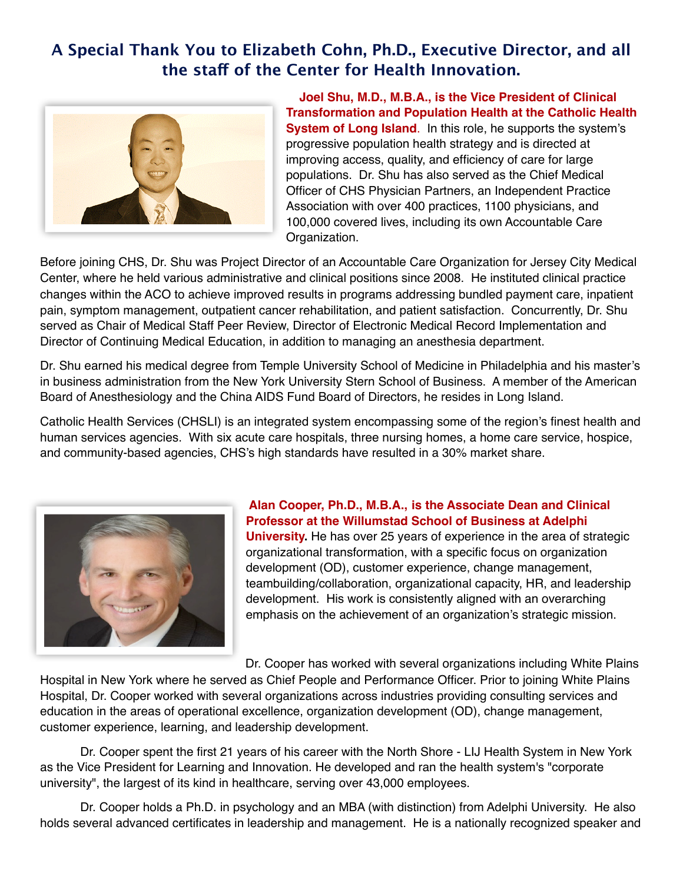## A Special Thank You to Elizabeth Cohn, Ph.D., Executive Director, and all the staff of the Center for Health Innovation.

**Joel Shu, M.D., M.B.A., is the Vice President of Clinical Transformation and Population Health at the Catholic Health System of Long Island**. In this role, he supports the system's progressive population health strategy and is directed at improving access, quality, and efficiency of care for large populations. Dr. Shu has also served as the Chief Medical Officer of CHS Physician Partners, an Independent Practice Association with over 400 practices, 1100 physicians, and 100,000 covered lives, including its own Accountable Care Organization.

Before joining CHS, Dr. Shu was Project Director of an Accountable Care Organization for Jersey City Medical Center, where he held various administrative and clinical positions since 2008. He instituted clinical practice changes within the ACO to achieve improved results in programs addressing bundled payment care, inpatient pain, symptom management, outpatient cancer rehabilitation, and patient satisfaction. Concurrently, Dr. Shu served as Chair of Medical Staff Peer Review, Director of Electronic Medical Record Implementation and Director of Continuing Medical Education, in addition to managing an anesthesia department.

Dr. Shu earned his medical degree from Temple University School of Medicine in Philadelphia and his master's in business administration from the New York University Stern School of Business. A member of the American Board of Anesthesiology and the China AIDS Fund Board of Directors, he resides in Long Island.

Catholic Health Services (CHSLI) is an integrated system encompassing some of the region's finest health and human services agencies. With six acute care hospitals, three nursing homes, a home care service, hospice, and community-based agencies, CHS's high standards have resulted in a 30% market share.

**Alan Cooper, Ph.D., M.B.A., is the Associate Dean and Clinical Professor at the Willumstad School of Business at Adelphi University.** He has over 25 years of experience in the area of strategic organizational transformation, with a specific focus on organization development (OD), customer experience, change management, teambuilding/collaboration, organizational capacity, HR, and leadership development. His work is consistently aligned with an overarching emphasis on the achievement of an organization's strategic mission.

Dr. Cooper has worked with several organizations including White Plains Hospital in New York where he served as Chief People and Performance Officer. Prior to joining White Plains Hospital, Dr. Cooper worked with several organizations across industries providing consulting services and education in the areas of operational excellence, organization development (OD), change management, customer experience, learning, and leadership development.

Dr. Cooper spent the first 21 years of his career with the North Shore - LIJ Health System in New York as the Vice President for Learning and Innovation. He developed and ran the health system's "corporate university", the largest of its kind in healthcare, serving over 43,000 employees.

Dr. Cooper holds a Ph.D. in psychology and an MBA (with distinction) from Adelphi University. He also holds several advanced certificates in leadership and management. He is a nationally recognized speaker and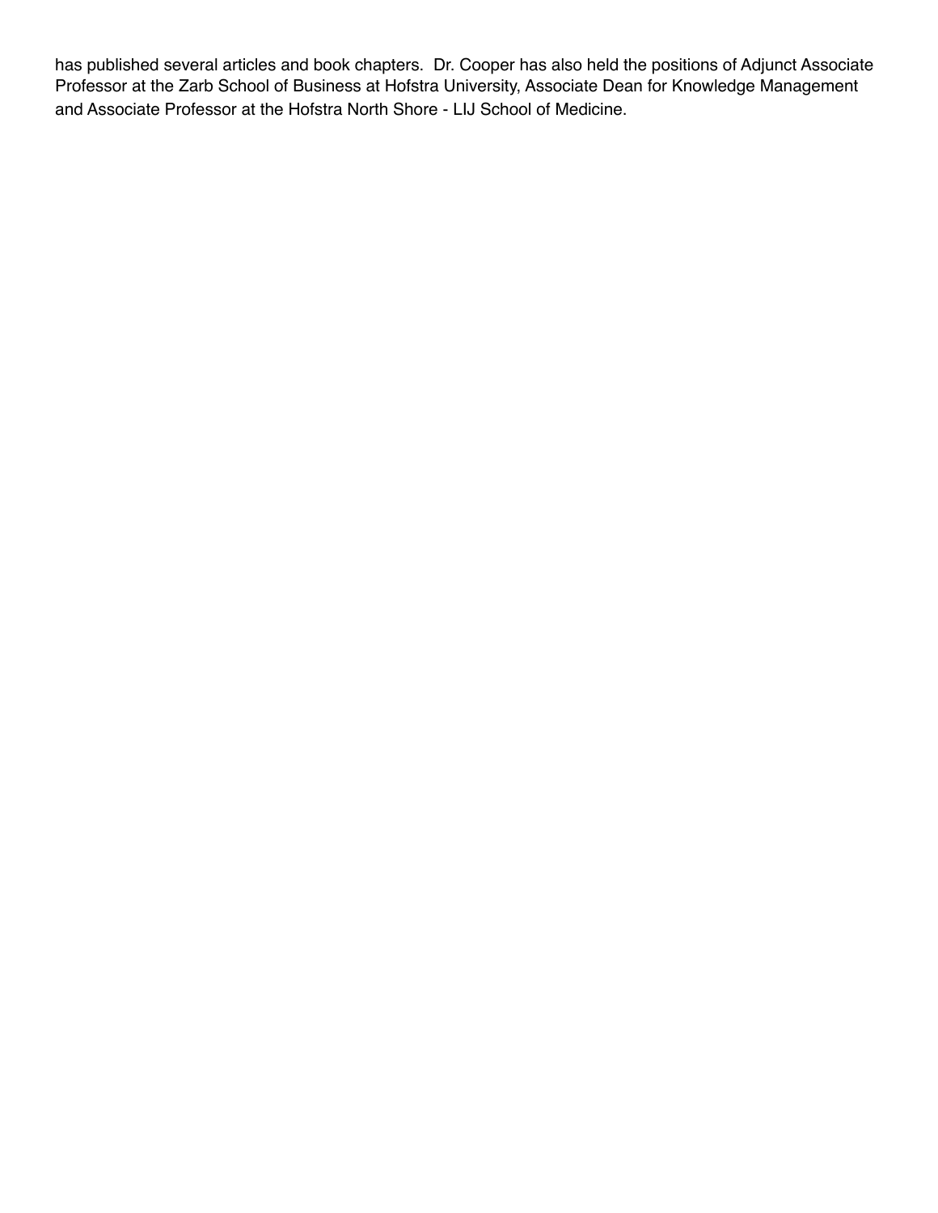has published several articles and book chapters. Dr. Cooper has also held the positions of Adjunct Associate Professor at the Zarb School of Business at Hofstra University, Associate Dean for Knowledge Management and Associate Professor at the Hofstra North Shore - LIJ School of Medicine.